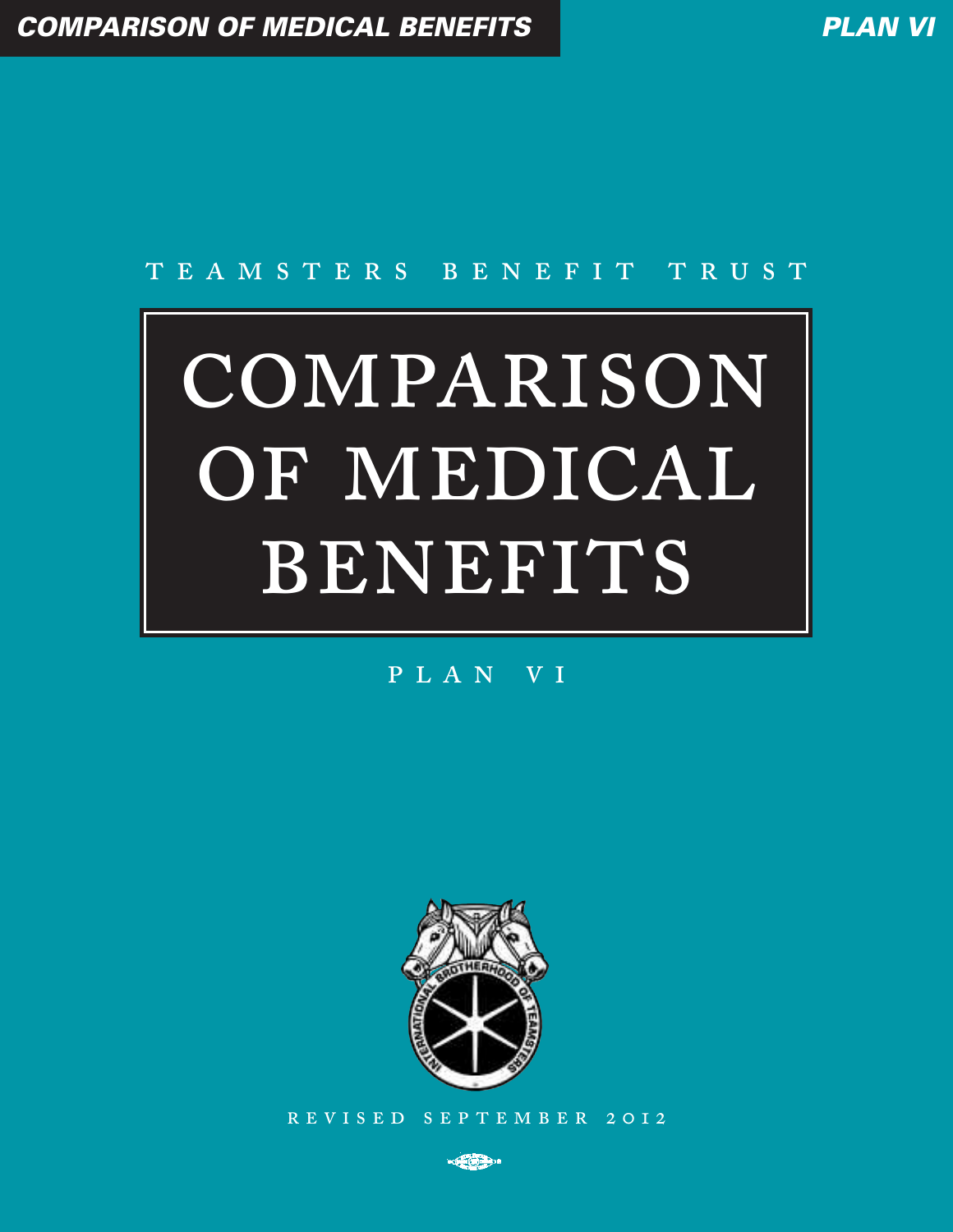TEAMSTERS BENEFIT TRUST

# COMPARISON OF MEDICAL BENEFITS

PLAN VI

REVISED SEPTEMBER 2012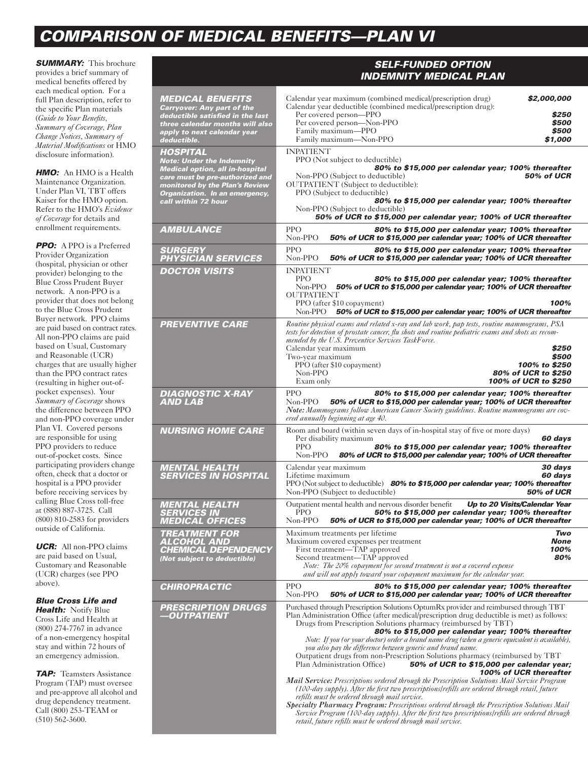# COMPARISON OF MEDICAL BENEFITS—PLAN VI

***SUMMARY:*** This brochure provides a brief summary of medical benefits offered by each medical option. For a full Plan description, refer to the specific Plan materials (*Guide to Your Benefits*, *Summary of Coverage*, *Plan Change Notices*, *Summary of Material Modifications* or HMO disclosure information).

***HMO:*** An HMO is a Health Maintenance Organization. Under Plan VI, TBT offers Kaiser for the HMO option. Refer to the HMO's *Evidence of Coverage* for details and enrollment requirements.

***PPO:*** A PPO is a Preferred Provider Organization (hospital, physician or other provider) belonging to the Blue Cross Prudent Buyer network. A non-PPO is a provider that does not belong to the Blue Cross Prudent Buyer network. PPO claims are paid based on contract rates. All non-PPO claims are paid based on Usual, Customary and Reasonable (UCR) charges that are usually higher than the PPO contract rates (resulting in higher out-of-pocket expenses). Your *Summary of Coverage* shows the difference between PPO and non-PPO coverage under Plan VI. Covered persons are responsible for using PPO providers to reduce out-of-pocket costs. Since participating providers change often, check that a doctor or hospital is a PPO provider before receiving services by calling Blue Cross toll-free at (888) 887-3725. Call (800) 810-2583 for providers outside of California.

***UCR:*** All non-PPO claims are paid based on Usual, Customary and Reasonable (UCR) charges (see PPO above).

***Blue Cross Life and Health:*** Notify Blue Cross Life and Health at (800) 274-7767 in advance of a non-emergency hospital stay and within 72 hours of an emergency admission.

***TAP:*** Teamsters Assistance Program (TAP) must oversee and pre-approve all alcohol and drug dependency treatment. Call (800) 253-TEAM or (510) 562-3600.

| | ***SELF-FUNDED OPTION INDEMNITY MEDICAL PLAN*** |
|---|---|
| ***MEDICAL BENEFITS*** *Carryover: Any part of the deductible satisfied in the last three calendar months will also apply to next calendar year deductible.* | Calendar year maximum (combined medical/prescription drug) ***$2,000,000***<br>Calendar year deductible (combined medical/prescription drug):<br>Per covered person—PPO ***$250***<br>Per covered person—Non-PPO ***$500***<br>Family maximum—PPO ***$500***<br>Family maximum—Non-PPO ***$1,000*** |
| ***HOSPITAL*** *Note: Under the Indemnity Medical option, all in-hospital care must be pre-authorized and monitored by the Plan's Review Organization. In an emergency, call within 72 hour* | INPATIENT<br>PPO (Not subject to deductible) ***80% to $15,000 per calendar year; 100% thereafter***<br>Non-PPO (Subject to deductible) ***50% of UCR***<br>OUTPATIENT (Subject to deductible):<br>PPO (Subject to deductible) ***80% to $15,000 per calendar year; 100% thereafter***<br>Non-PPO (Subject to deductible) ***50% of UCR to $15,000 per calendar year; 100% of UCR thereafter*** |
| ***AMBULANCE*** | PPO ***80% to $15,000 per calendar year; 100% thereafter***<br>Non-PPO ***50% of UCR to $15,000 per calendar year; 100% of UCR thereafter*** |
| ***SURGERY PHYSICIAN SERVICES*** | PPO ***80% to $15,000 per calendar year; 100% thereafter***<br>Non-PPO ***50% of UCR to $15,000 per calendar year; 100% of UCR thereafter*** |
| ***DOCTOR VISITS*** | INPATIENT<br>PPO ***80% to $15,000 per calendar year; 100% thereafter***<br>Non-PPO ***50% of UCR to $15,000 per calendar year; 100% of UCR thereafter***<br>OUTPATIENT<br>PPO (after $10 copayment) ***100%***<br>Non-PPO ***50% of UCR to $15,000 per calendar year; 100% of UCR thereafter*** |
| ***PREVENTIVE CARE*** | *Routine physical exams and related x-ray and lab work, pap tests, routine mammograms, PSA tests for detection of prostate cancer, flu shots and routine pediatric exams and shots as recommended by the U.S. Preventive Services TaskForce.*<br>Calendar year maximum ***$250***<br>Two-year maximum ***$500***<br>PPO (after $10 copayment) ***100% to $250***<br>Non-PPO ***80% of UCR to $250***<br>Exam only ***100% of UCR to $250*** |
| ***DIAGNOSTIC X-RAY AND LAB*** | PPO ***80% to $15,000 per calendar year; 100% thereafter***<br>Non-PPO ***50% of UCR to $15,000 per calendar year; 100% of UCR thereafter***<br>***Note:*** *Mammograms follow American Cancer Society guidelines. Routine mammograms are covered annually beginning at age 40.* |
| ***NURSING HOME CARE*** | Room and board (within seven days of in-hospital stay of five or more days)<br>Per disability maximum ***60 days***<br>PPO ***80% to $15,000 per calendar year; 100% thereafter***<br>Non-PPO ***80% of UCR to $15,000 per calendar year; 100% of UCR thereafter*** |
| ***MENTAL HEALTH SERVICES IN HOSPITAL*** | Calendar year maximum ***30 days***<br>Lifetime maximum ***60 days***<br>PPO (Not subject to deductible) ***80% to $15,000 per calendar year; 100% thereafter***<br>Non-PPO (Subject to deductible) ***50% of UCR*** |
| ***MENTAL HEALTH SERVICES IN MEDICAL OFFICES*** | Outpatient mental health and nervous disorder benefit ***Up to 20 Visits/Calendar Year***<br>PPO ***50% to $15,000 per calendar year; 100% thereafter***<br>Non-PPO ***50% of UCR to $15,000 per calendar year; 100% of UCR thereafter*** |
| ***TREATMENT FOR ALCOHOL AND CHEMICAL DEPENDENCY*** *(Not subject to deductible)* | Maximum treatments per lifetime ***Two***<br>Maximum covered expenses per treatment ***None***<br>First treatment—TAP approved ***100%***<br>Second treatment—TAP approved ***80%***<br>*Note: The 20% copayment for second treatment is not a covered expense and will not apply toward your copayment maximum for the calendar year.* |
| ***CHIROPRACTIC*** | PPO ***80% to $15,000 per calendar year; 100% thereafter***<br>Non-PPO ***50% of UCR to $15,000 per calendar year; 100% of UCR thereafter*** |
| ***PRESCRIPTION DRUGS —OUTPATIENT*** | Purchased through Prescription Solutions OptumRx provider and reimbursed through TBT Plan Administration Office (after medical/prescription drug deductible is met) as follows:<br>Drugs from Prescription Solutions pharmacy (reimbursed by TBT) ***80% to $15,000 per calendar year; 100% thereafter***<br>*Note: If you (or your doctor) order a brand name drug (when a generic equivalent is available), you also pay the difference between generic and brand name.*<br>Outpatient drugs from non-Prescription Solutions pharmacy (reimbursed by TBT Plan Administration Office) ***50% of UCR to $15,000 per calendar year; 100% of UCR thereafter***<br>***Mail Service:*** *Prescriptions ordered through the Prescription Solutions Mail Service Program (100-day supply). After the first two prescriptions/refills are ordered through retail, future refills must be ordered through mail service.*<br>***Specialty Pharmacy Program:*** *Prescriptions ordered through the Prescription Solutions Mail Service Program (100-day supply). After the first two prescriptions/refills are ordered through retail, future refills must be ordered through mail service.* |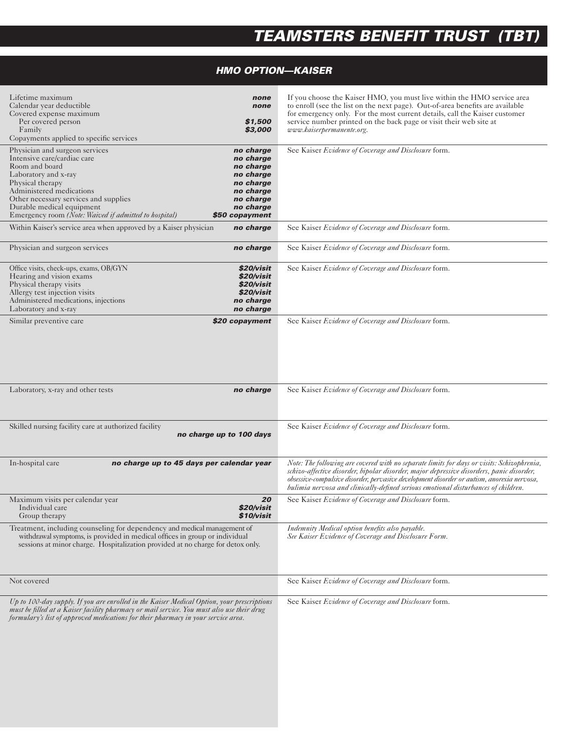# TEAMSTERS BENEFIT TRUST (TBT)

## HMO OPTION—KAISER

| Benefit | Coverage | Notes |
|---|---|---|
| Lifetime maximum | ***none*** | If you choose the Kaiser HMO, you must live within the HMO service area to enroll (see the list on the next page). Out-of-area benefits are available for emergency only. For the most current details, call the Kaiser customer service number printed on the back page or visit their web site at *www.kaiserpermanente.org*. |
| Calendar year deductible | ***none*** | |
| Covered expense maximum | | |
| Per covered person | ***$1,500*** | |
| Family | ***$3,000*** | |
| Copayments applied to specific services | | |
| Physician and surgeon services | ***no charge*** | See Kaiser *Evidence of Coverage and Disclosure* form. |
| Intensive care/cardiac care | ***no charge*** | |
| Room and board | ***no charge*** | |
| Laboratory and x-ray | ***no charge*** | |
| Physical therapy | ***no charge*** | |
| Administered medications | ***no charge*** | |
| Other necessary services and supplies | ***no charge*** | |
| Durable medical equipment | ***no charge*** | |
| Emergency room *(Note: Waived if admitted to hospital)* | ***$50 copayment*** | |
| Within Kaiser's service area when approved by a Kaiser physician | ***no charge*** | See Kaiser *Evidence of Coverage and Disclosure* form. |
| Physician and surgeon services | ***no charge*** | See Kaiser *Evidence of Coverage and Disclosure* form. |
| Office visits, check-ups, exams, OB/GYN | ***$20/visit*** | See Kaiser *Evidence of Coverage and Disclosure* form. |
| Hearing and vision exams | ***$20/visit*** | |
| Physical therapy visits | ***$20/visit*** | |
| Allergy test injection visits | ***$20/visit*** | |
| Administered medications, injections | ***no charge*** | |
| Laboratory and x-ray | ***no charge*** | |
| Similar preventive care | ***$20 copayment*** | See Kaiser *Evidence of Coverage and Disclosure* form. |
| Laboratory, x-ray and other tests | ***no charge*** | See Kaiser *Evidence of Coverage and Disclosure* form. |
| Skilled nursing facility care at authorized facility | ***no charge up to 100 days*** | See Kaiser *Evidence of Coverage and Disclosure* form. |
| In-hospital care | ***no charge up to 45 days per calendar year*** | *Note: The following are covered with no separate limits for days or visits: Schizophrenia, schizo-affective disorder, bipolar disorder, major depressive disorders, panic disorder, obsessive-compulsive disorder, pervasive development disorder or autism, anorexia nervosa, bulimia nervosa and clinically-defined serious emotional disturbances of children.* |
| Maximum visits per calendar year | ***20*** | See Kaiser *Evidence of Coverage and Disclosure* form. |
| Individual care | ***$20/visit*** | |
| Group therapy | ***$10/visit*** | |
| Treatment, including counseling for dependency and medical management of withdrawal symptoms, is provided in medical offices in group or individual sessions at minor charge. Hospitalization provided at no charge for detox only. | | *Indemnity Medical option benefits also payable. See Kaiser Evidence of Coverage and Disclosure Form.* |
| Not covered | | See Kaiser *Evidence of Coverage and Disclosure* form. |
| *Up to 100-day supply. If you are enrolled in the Kaiser Medical Option, your prescriptions must be filled at a Kaiser facility pharmacy or mail service. You must also use their drug formulary's list of approved medications for their pharmacy in your service area.* | | See Kaiser *Evidence of Coverage and Disclosure* form. |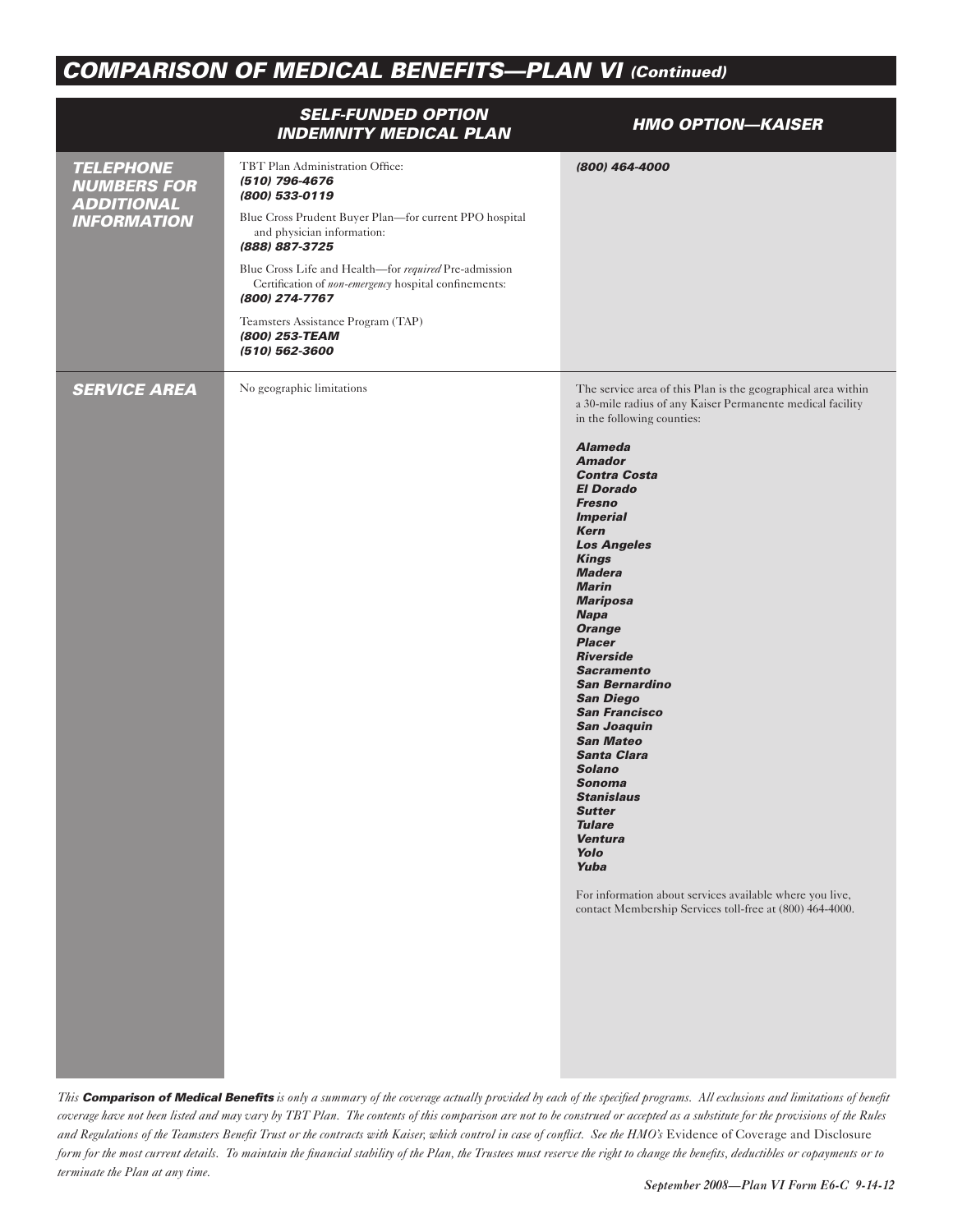## COMPARISON OF MEDICAL BENEFITS—PLAN VI *(Continued)*

| | SELF-FUNDED OPTION INDEMNITY MEDICAL PLAN | HMO OPTION—KAISER |
|---|---|---|
| **TELEPHONE NUMBERS FOR ADDITIONAL INFORMATION** | TBT Plan Administration Office: ***(510) 796-4676*** ***(800) 533-0119***<br><br>Blue Cross Prudent Buyer Plan—for current PPO hospital and physician information: ***(888) 887-3725***<br><br>Blue Cross Life and Health—for *required* Pre-admission Certification of *non-emergency* hospital confinements: ***(800) 274-7767***<br><br>Teamsters Assistance Program (TAP) ***(800) 253-TEAM*** ***(510) 562-3600*** | ***(800) 464-4000*** |
| **SERVICE AREA** | No geographic limitations | The service area of this Plan is the geographical area within a 30-mile radius of any Kaiser Permanente medical facility in the following counties:<br><br>***Alameda***<br>***Amador***<br>***Contra Costa***<br>***El Dorado***<br>***Fresno***<br>***Imperial***<br>***Kern***<br>***Los Angeles***<br>***Kings***<br>***Madera***<br>***Marin***<br>***Mariposa***<br>***Napa***<br>***Orange***<br>***Placer***<br>***Riverside***<br>***Sacramento***<br>***San Bernardino***<br>***San Diego***<br>***San Francisco***<br>***San Joaquin***<br>***San Mateo***<br>***Santa Clara***<br>***Solano***<br>***Sonoma***<br>***Stanislaus***<br>***Sutter***<br>***Tulare***<br>***Ventura***<br>***Yolo***<br>***Yuba***<br><br>For information about services available where you live, contact Membership Services toll-free at (800) 464-4000. |

*This **Comparison of Medical Benefits** is only a summary of the coverage actually provided by each of the specified programs. All exclusions and limitations of benefit coverage have not been listed and may vary by TBT Plan. The contents of this comparison are not to be construed or accepted as a substitute for the provisions of the Rules and Regulations of the Teamsters Benefit Trust or the contracts with Kaiser, which control in case of conflict. See the HMO's* Evidence of Coverage and Disclosure *form for the most current details. To maintain the financial stability of the Plan, the Trustees must reserve the right to change the benefits, deductibles or copayments or to terminate the Plan at any time.*

*September 2008—Plan VI Form E6-C 9-14-12*